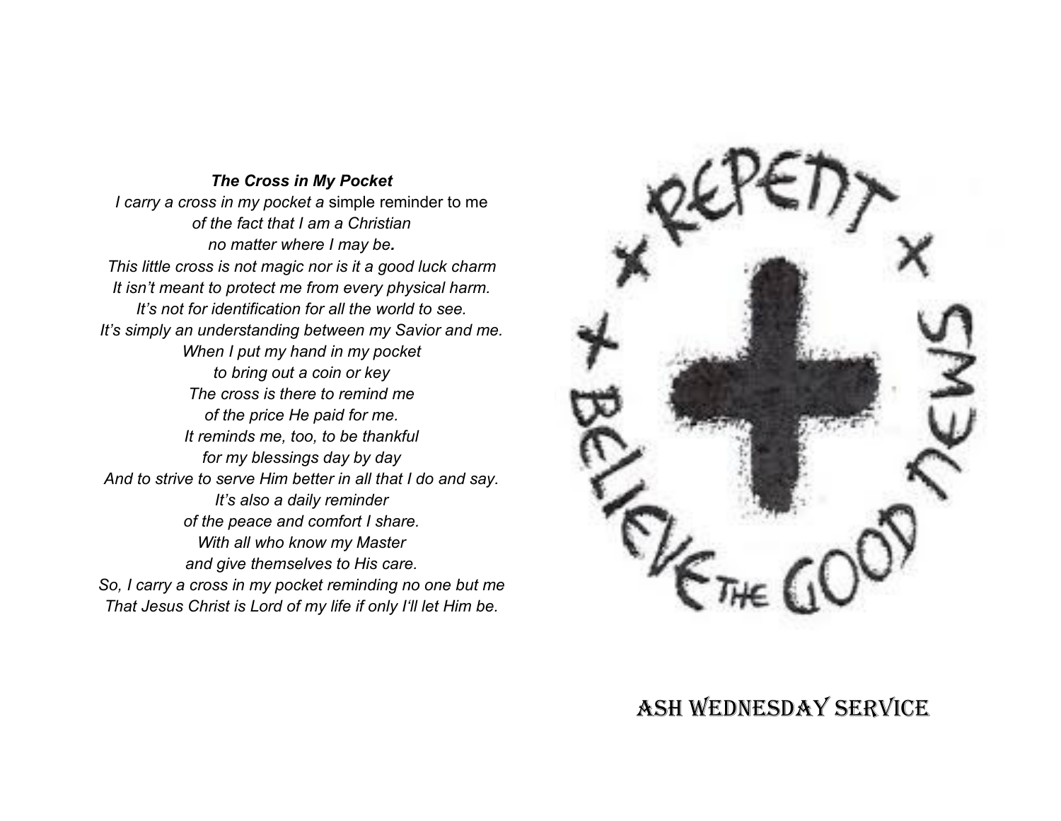***The Cross in My Pocket***

*I carry a cross in my pocket a* simple reminder to me
*of the fact that I am a Christian*
*no matter where I may be.*
*This little cross is not magic nor is it a good luck charm*
*It isn't meant to protect me from every physical harm.*
*It's not for identification for all the world to see.*
*It's simply an understanding between my Savior and me.*
*When I put my hand in my pocket*
*to bring out a coin or key*
*The cross is there to remind me*
*of the price He paid for me.*
*It reminds me, too, to be thankful*
*for my blessings day by day*
*And to strive to serve Him better in all that I do and say.*
*It's also a daily reminder*
*of the peace and comfort I share.*
*With all who know my Master*
*and give themselves to His care.*
*So, I carry a cross in my pocket reminding no one but me*
*That Jesus Christ is Lord of my life if only I'll let Him be.*

REPENT · BELIEVE THE GOOD NEWS

# ASH WEDNESDAY SERVICE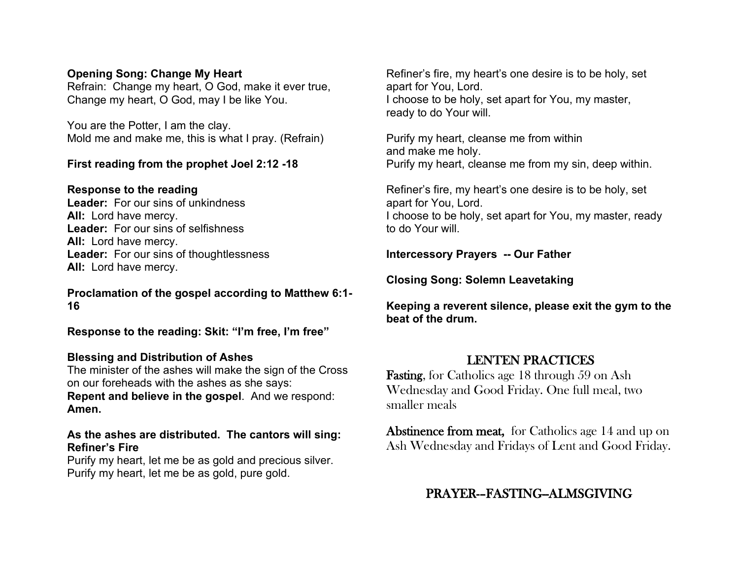**Opening Song: Change My Heart**
Refrain: Change my heart, O God, make it ever true,
Change my heart, O God, may I be like You.

You are the Potter, I am the clay.
Mold me and make me, this is what I pray. (Refrain)

**First reading from the prophet Joel 2:12 -18**

**Response to the reading**
**Leader:** For our sins of unkindness
**All:** Lord have mercy.
**Leader:** For our sins of selfishness
**All:** Lord have mercy.
**Leader:** For our sins of thoughtlessness
**All:** Lord have mercy.

**Proclamation of the gospel according to Matthew 6:1-16**

**Response to the reading: Skit: "I'm free, I'm free"**

**Blessing and Distribution of Ashes**
The minister of the ashes will make the sign of the Cross on our foreheads with the ashes as she says:
**Repent and believe in the gospel**. And we respond:
**Amen.**

**As the ashes are distributed. The cantors will sing: Refiner's Fire**
Purify my heart, let me be as gold and precious silver.
Purify my heart, let me be as gold, pure gold.

Refiner's fire, my heart's one desire is to be holy, set apart for You, Lord.
I choose to be holy, set apart for You, my master, ready to do Your will.

Purify my heart, cleanse me from within
and make me holy.
Purify my heart, cleanse me from my sin, deep within.

Refiner's fire, my heart's one desire is to be holy, set apart for You, Lord.
I choose to be holy, set apart for You, my master, ready to do Your will.

**Intercessory Prayers -- Our Father**

**Closing Song: Solemn Leavetaking**

**Keeping a reverent silence, please exit the gym to the beat of the drum.**

## LENTEN PRACTICES

**Fasting**, for Catholics age 18 through 59 on Ash Wednesday and Good Friday. One full meal, two smaller meals

**Abstinence from meat,** for Catholics age 14 and up on Ash Wednesday and Fridays of Lent and Good Friday.

## PRAYER--FASTING--ALMSGIVING